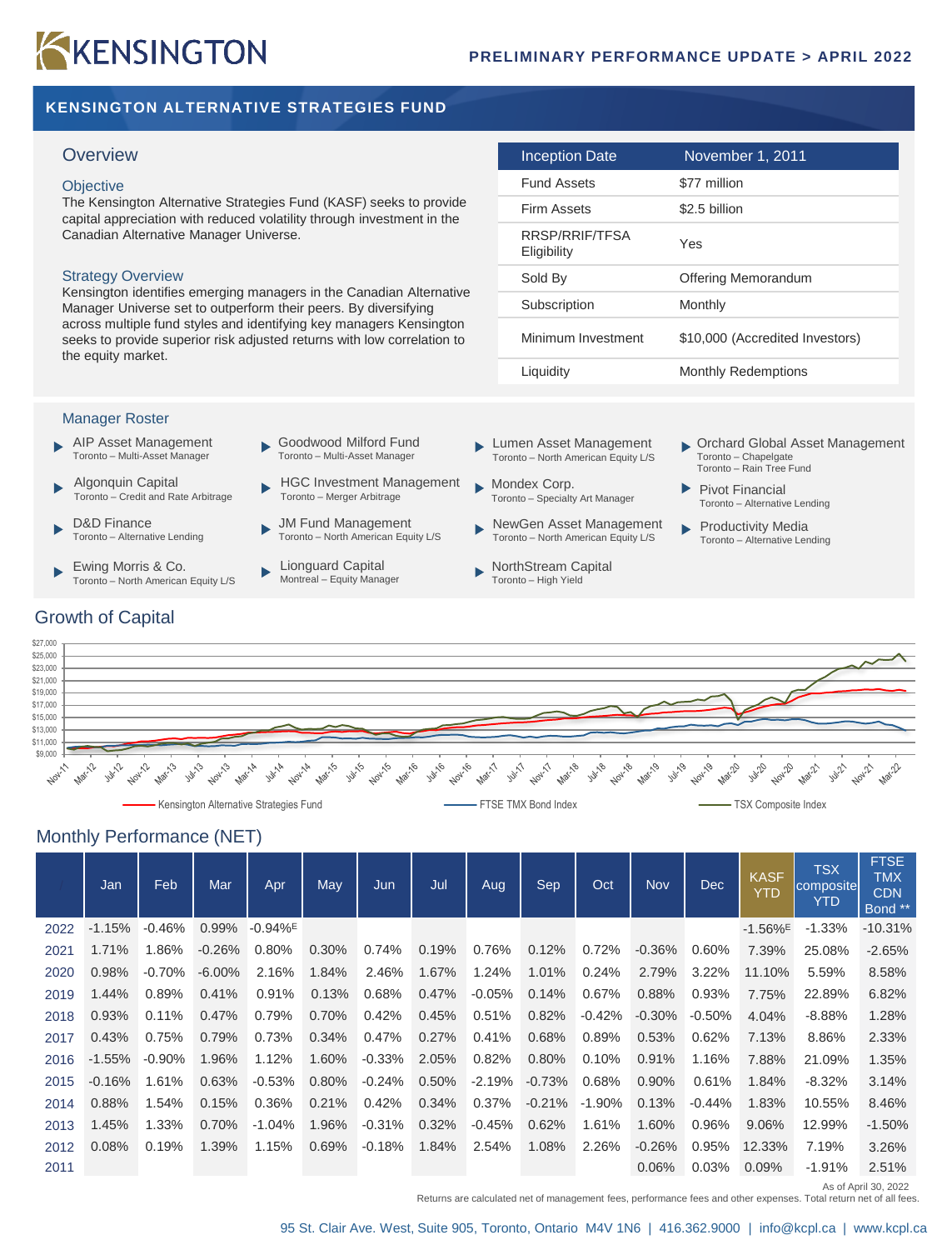# KENSINGTON

**PRELIMINARY PERFORMANCE UPDATE > APRIL 2022**

## KENSINGTON ALTERNATIVE STRATEGIES FUND

### Overview

#### Objective

The Kensington Alternative Strategies Fund (KASF) seeks to provide capital appreciation with reduced volatility through investment in the Canadian Alternative Manager Universe.

#### Strategy Overview

Kensington identifies emerging managers in the Canadian Alternative Manager Universe set to outperform their peers. By diversifying across multiple fund styles and identifying key managers Kensington seeks to provide superior risk adjusted returns with low correlation to the equity market.

| Inception Date | November 1, 2011 |
|---|---|
| Fund Assets | $77 million |
| Firm Assets | $2.5 billion |
| RRSP/RRIF/TFSA Eligibility | Yes |
| Sold By | Offering Memorandum |
| Subscription | Monthly |
| Minimum Investment | $10,000 (Accredited Investors) |
| Liquidity | Monthly Redemptions |

### Manager Roster

- AIP Asset Management — Toronto – Multi-Asset Manager
- Algonquin Capital — Toronto – Credit and Rate Arbitrage
- D&D Finance — Toronto – Alternative Lending
- Ewing Morris & Co. — Toronto – North American Equity L/S
- Goodwood Milford Fund — Toronto – Multi-Asset Manager
- HGC Investment Management — Toronto – Merger Arbitrage
- JM Fund Management — Toronto – North American Equity L/S
- Lionguard Capital — Montreal – Equity Manager
- Lumen Asset Management — Toronto – North American Equity L/S
- Mondex Corp. — Toronto – Specialty Art Manager
- NewGen Asset Management — Toronto – North American Equity L/S
- NorthStream Capital — Toronto – High Yield
- Orchard Global Asset Management — Toronto – Chapelgate; Toronto – Rain Tree Fund
- Pivot Financial — Toronto – Alternative Lending
- Productivity Media — Toronto – Alternative Lending

### Growth of Capital

Kensington Alternative Strategies Fund — FTSE TMX Bond Index — TSX Composite Index

### Monthly Performance (NET)

| | Jan | Feb | Mar | Apr | May | Jun | Jul | Aug | Sep | Oct | Nov | Dec | KASF YTD | TSX composite YTD | FTSE TMX CDN Bond ** |
|---|---|---|---|---|---|---|---|---|---|---|---|---|---|---|---|
| 2022 | -1.15% | -0.46% | 0.99% | -0.94%E | | | | | | | | | -1.56%E | -1.33% | -10.31% |
| 2021 | 1.71% | 1.86% | -0.26% | 0.80% | 0.30% | 0.74% | 0.19% | 0.76% | 0.12% | 0.72% | -0.36% | 0.60% | 7.39% | 25.08% | -2.65% |
| 2020 | 0.98% | -0.70% | -6.00% | 2.16% | 1.84% | 2.46% | 1.67% | 1.24% | 1.01% | 0.24% | 2.79% | 3.22% | 11.10% | 5.59% | 8.58% |
| 2019 | 1.44% | 0.89% | 0.41% | 0.91% | 0.13% | 0.68% | 0.47% | -0.05% | 0.14% | 0.67% | 0.88% | 0.93% | 7.75% | 22.89% | 6.82% |
| 2018 | 0.93% | 0.11% | 0.47% | 0.79% | 0.70% | 0.42% | 0.45% | 0.51% | 0.82% | -0.42% | -0.30% | -0.50% | 4.04% | -8.88% | 1.28% |
| 2017 | 0.43% | 0.75% | 0.79% | 0.73% | 0.34% | 0.47% | 0.27% | 0.41% | 0.68% | 0.89% | 0.53% | 0.62% | 7.13% | 8.86% | 2.33% |
| 2016 | -1.55% | -0.90% | 1.96% | 1.12% | 1.60% | -0.33% | 2.05% | 0.82% | 0.80% | 0.10% | 0.91% | 1.16% | 7.88% | 21.09% | 1.35% |
| 2015 | -0.16% | 1.61% | 0.63% | -0.53% | 0.80% | -0.24% | 0.50% | -2.19% | -0.73% | 0.68% | 0.90% | 0.61% | 1.84% | -8.32% | 3.14% |
| 2014 | 0.88% | 1.54% | 0.15% | 0.36% | 0.21% | 0.42% | 0.34% | 0.37% | -0.21% | -1.90% | 0.13% | -0.44% | 1.83% | 10.55% | 8.46% |
| 2013 | 1.45% | 1.33% | 0.70% | -1.04% | 1.96% | -0.31% | 0.32% | -0.45% | 0.62% | 1.61% | 1.60% | 0.96% | 9.06% | 12.99% | -1.50% |
| 2012 | 0.08% | 0.19% | 1.39% | 1.15% | 0.69% | -0.18% | 1.84% | 2.54% | 1.08% | 2.26% | -0.26% | 0.95% | 12.33% | 7.19% | 3.26% |
| 2011 | | | | | | | | | | | 0.06% | 0.03% | 0.09% | -1.91% | 2.51% |

As of April 30, 2022

Returns are calculated net of management fees, performance fees and other expenses. Total return net of all fees.

95 St. Clair Ave. West, Suite 905, Toronto, Ontario M4V 1N6 | 416.362.9000 | info@kcpl.ca | www.kcpl.ca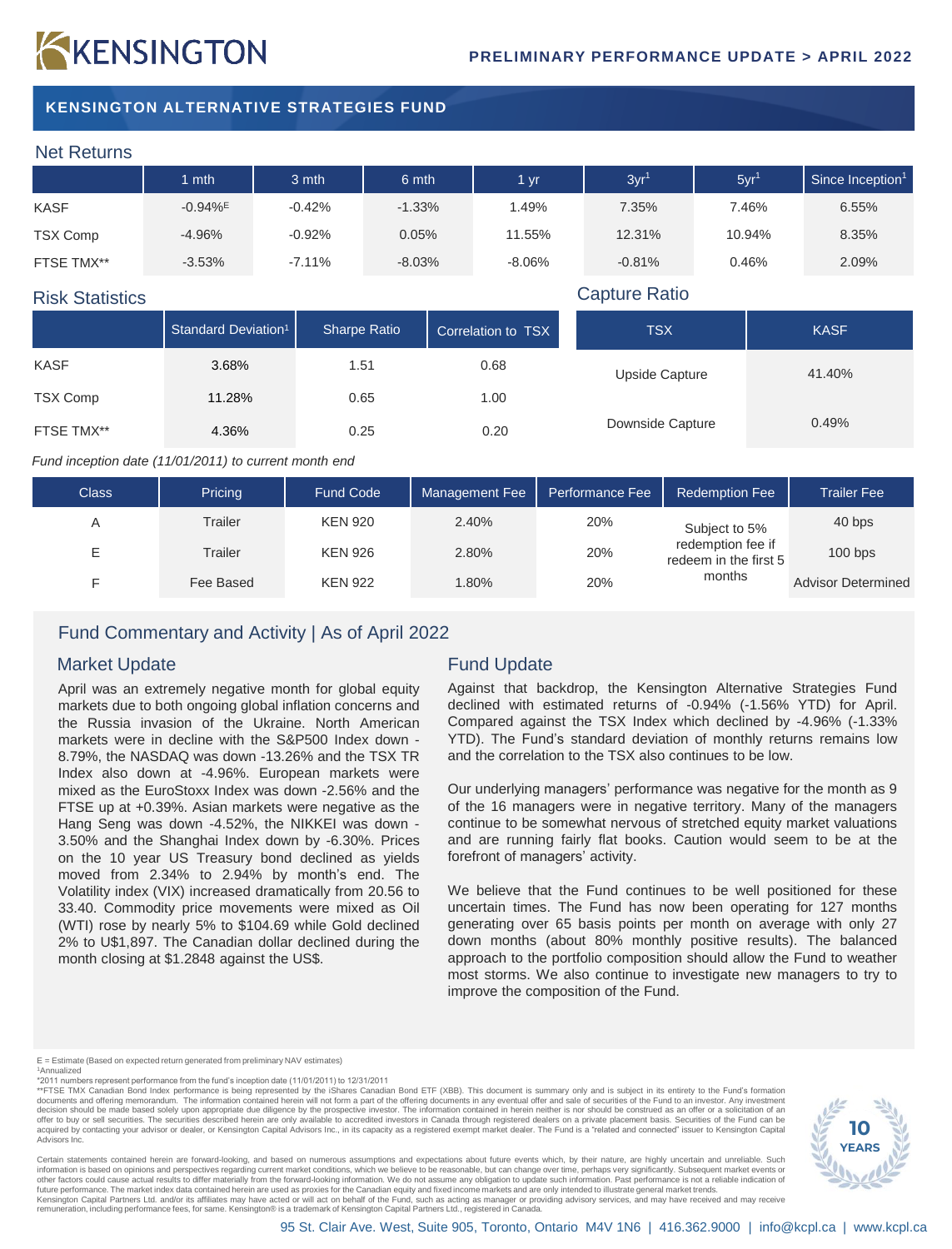# KENSINGTON

**PRELIMINARY PERFORMANCE UPDATE > APRIL 2022**

## KENSINGTON ALTERNATIVE STRATEGIES FUND

### Net Returns

| | 1 mth | 3 mth | 6 mth | 1 yr | 3yr[1] | 5yr[1] | Since Inception[1] |
|---|---|---|---|---|---|---|---|
| KASF | -0.94%[E] | -0.42% | -1.33% | 1.49% | 7.35% | 7.46% | 6.55% |
| TSX Comp | -4.96% | -0.92% | 0.05% | 11.55% | 12.31% | 10.94% | 8.35% |
| FTSE TMX** | -3.53% | -7.11% | -8.03% | -8.06% | -0.81% | 0.46% | 2.09% |

### Risk Statistics

| | Standard Deviation[1] | Sharpe Ratio | Correlation to TSX |
|---|---|---|---|
| KASF | 3.68% | 1.51 | 0.68 |
| TSX Comp | 11.28% | 0.65 | 1.00 |
| FTSE TMX** | 4.36% | 0.25 | 0.20 |

### Capture Ratio

| TSX | KASF |
|---|---|
| Upside Capture | 41.40% |
| Downside Capture | 0.49% |

*Fund inception date (11/01/2011) to current month end*

| Class | Pricing | Fund Code | Management Fee | Performance Fee | Redemption Fee | Trailer Fee |
|---|---|---|---|---|---|---|
| A | Trailer | KEN 920 | 2.40% | 20% | Subject to 5% redemption fee if redeem in the first 5 months | 40 bps |
| E | Trailer | KEN 926 | 2.80% | 20% | | 100 bps |
| F | Fee Based | KEN 922 | 1.80% | 20% | | Advisor Determined |

## Fund Commentary and Activity | As of April 2022

### Market Update

April was an extremely negative month for global equity markets due to both ongoing global inflation concerns and the Russia invasion of the Ukraine. North American markets were in decline with the S&P500 Index down -8.79%, the NASDAQ was down -13.26% and the TSX TR Index also down at -4.96%. European markets were mixed as the EuroStoxx Index was down -2.56% and the FTSE up at +0.39%. Asian markets were negative as the Hang Seng was down -4.52%, the NIKKEI was down -3.50% and the Shanghai Index down by -6.30%. Prices on the 10 year US Treasury bond declined as yields moved from 2.34% to 2.94% by month's end. The Volatility index (VIX) increased dramatically from 20.56 to 33.40. Commodity price movements were mixed as Oil (WTI) rose by nearly 5% to $104.69 while Gold declined 2% to U$1,897. The Canadian dollar declined during the month closing at $1.2848 against the US$.

### Fund Update

Against that backdrop, the Kensington Alternative Strategies Fund declined with estimated returns of -0.94% (-1.56% YTD) for April. Compared against the TSX Index which declined by -4.96% (-1.33% YTD). The Fund's standard deviation of monthly returns remains low and the correlation to the TSX also continues to be low.

Our underlying managers' performance was negative for the month as 9 of the 16 managers were in negative territory. Many of the managers continue to be somewhat nervous of stretched equity market valuations and are running fairly flat books. Caution would seem to be at the forefront of managers' activity.

We believe that the Fund continues to be well positioned for these uncertain times. The Fund has now been operating for 127 months generating over 65 basis points per month on average with only 27 down months (about 80% monthly positive results). The balanced approach to the portfolio composition should allow the Fund to weather most storms. We also continue to investigate new managers to try to improve the composition of the Fund.

E = Estimate (Based on expected return generated from preliminary NAV estimates)
[1]Annualized
*2011 numbers represent performance from the fund's inception date (11/01/2011) to 12/31/2011
**FTSE TMX Canadian Bond Index performance is being represented by the iShares Canadian Bond ETF (XBB). This document is summary only and is subject in its entirety to the Fund's formation documents and offering memorandum. The information contained herein will not form a part of the offering documents in any eventual offer and sale of securities of the Fund to an investor. Any investment decision should be made based solely upon appropriate due diligence by the prospective investor. The information contained in herein neither is nor should be construed as an offer or a solicitation of an offer to buy or sell securities. The securities described herein are only available to accredited investors in Canada through registered dealers on a private placement basis. Securities of the Fund can be acquired by contacting your advisor or dealer, or Kensington Capital Advisors Inc., in its capacity as a registered exempt market dealer. The Fund is a "related and connected" issuer to Kensington Capital Advisors Inc.

Certain statements contained herein are forward-looking, and based on numerous assumptions and expectations about future events which, by their nature, are highly uncertain and unreliable. Such information is based on opinions and perspectives regarding current market conditions, which we believe to be reasonable, but can change over time, perhaps very significantly. Subsequent market events or other factors could cause actual results to differ materially from the forward-looking information. We do not assume any obligation to update such information. Past performance is not a reliable indication of future performance. The market index data contained herein are used as proxies for the Canadian equity and fixed income markets and are only intended to illustrate general market trends.
Kensington Capital Partners Ltd. and/or its affiliates may have acted or will act on behalf of the Fund, such as acting as manager or providing advisory services, and may have received and may receive remuneration, including performance fees, for same. Kensington® is a trademark of Kensington Capital Partners Ltd., registered in Canada.

10 YEARS

95 St. Clair Ave. West, Suite 905, Toronto, Ontario M4V 1N6 | 416.362.9000 | info@kcpl.ca | www.kcpl.ca